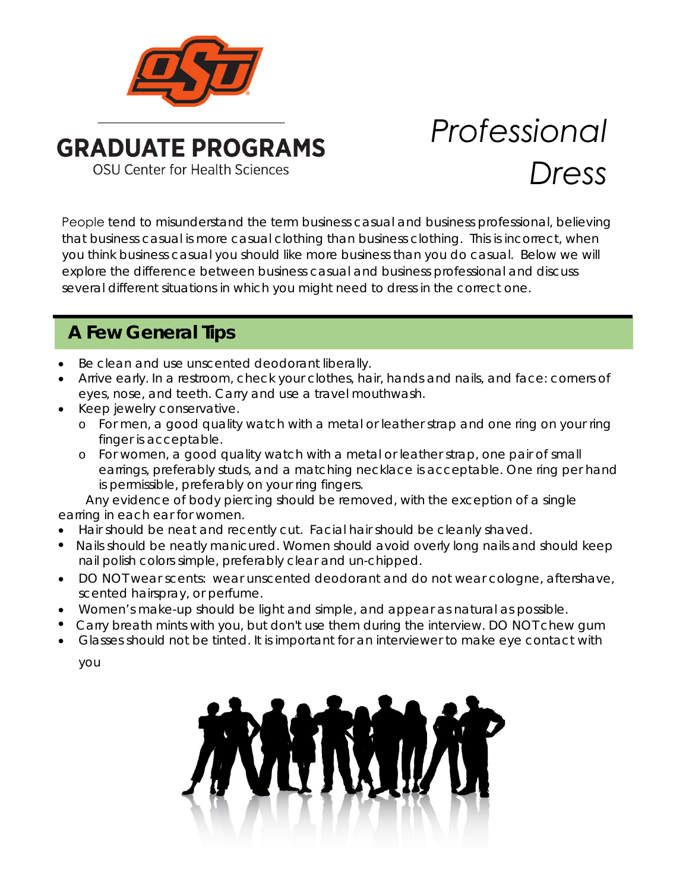GRADUATE PROGRAMS

OSU Center for Health Sciences

# *Professional Dress*

People tend to misunderstand the term business casual and business professional, believing that business casual is more casual clothing than business clothing. This is incorrect, when you think business casual you should like more business than you do casual. Below we will explore the difference between business casual and business professional and discuss several different situations in which you might need to dress in the correct one.

## A Few General Tips

- Be clean and use unscented deodorant liberally.
- Arrive early. In a restroom, check your clothes, hair, hands and nails, and face: corners of eyes, nose, and teeth. Carry and use a travel mouthwash.
- Keep jewelry conservative.
  - For men, a good quality watch with a metal or leather strap and one ring on your ring finger is acceptable.
  - For women, a good quality watch with a metal or leather strap, one pair of small earrings, preferably studs, and a matching necklace is acceptable. One ring per hand is permissible, preferably on your ring fingers.

Any evidence of body piercing should be removed, with the exception of a single earring in each ear for women.

- Hair should be neat and recently cut. Facial hair should be cleanly shaved.
- Nails should be neatly manicured. Women should avoid overly long nails and should keep nail polish colors simple, preferably clear and un-chipped.
- DO NOT wear scents: wear unscented deodorant and do not wear cologne, aftershave, scented hairspray, or perfume.
- Women's make-up should be light and simple, and appear as natural as possible.
- Carry breath mints with you, but don't use them during the interview. DO NOT chew gum
- Glasses should not be tinted. It is important for an interviewer to make eye contact with you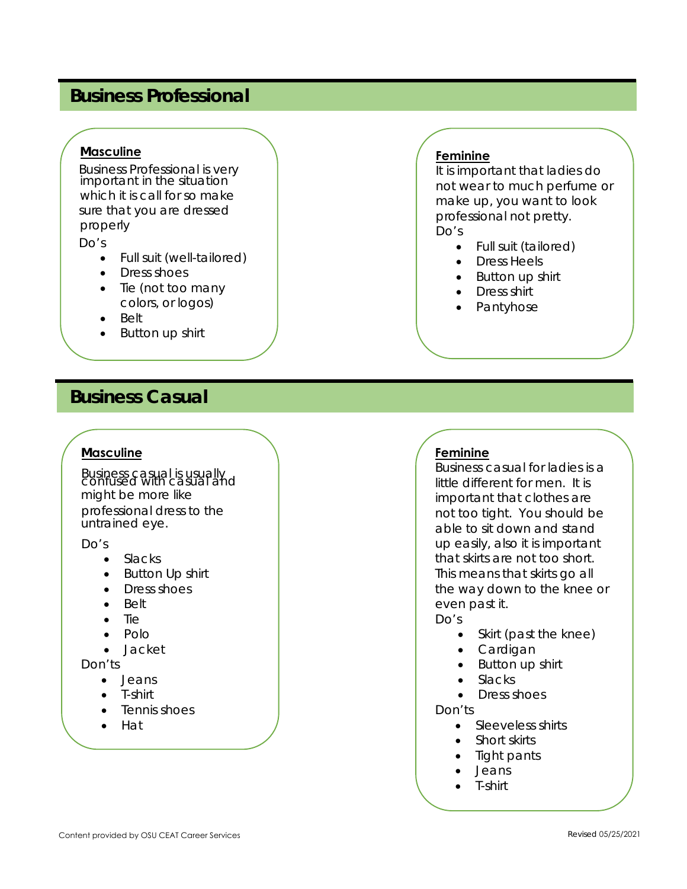## Business Professional

### Masculine

Business Professional is very important in the situation which it is call for so make sure that you are dressed properly

Do's

- Full suit (well-tailored)
- Dress shoes
- Tie (not too many colors, or logos)
- Belt
- Button up shirt

### Feminine

It is important that ladies do not wear to much perfume or make up, you want to look professional not pretty.

Do's

- Full suit (tailored)
- Dress Heels
- Button up shirt
- Dress shirt
- Pantyhose

## Business Casual

### Masculine

Business casual is usually confused with casual and might be more like professional dress to the untrained eye.

Do's

- Slacks
- Button Up shirt
- Dress shoes
- Belt
- Tie
- Polo
- Jacket

Don'ts

- Jeans
- T-shirt
- Tennis shoes
- Hat

### Feminine

Business casual for ladies is a little different for men. It is important that clothes are not too tight. You should be able to sit down and stand up easily, also it is important that skirts are not too short. This means that skirts go all the way down to the knee or even past it.

Do's

- Skirt (past the knee)
- Cardigan
- Button up shirt
- Slacks
- Dress shoes

Don'ts

- Sleeveless shirts
- Short skirts
- Tight pants
- Jeans
- T-shirt

Content provided by OSU CEAT Career Services

Revised 05/25/2021